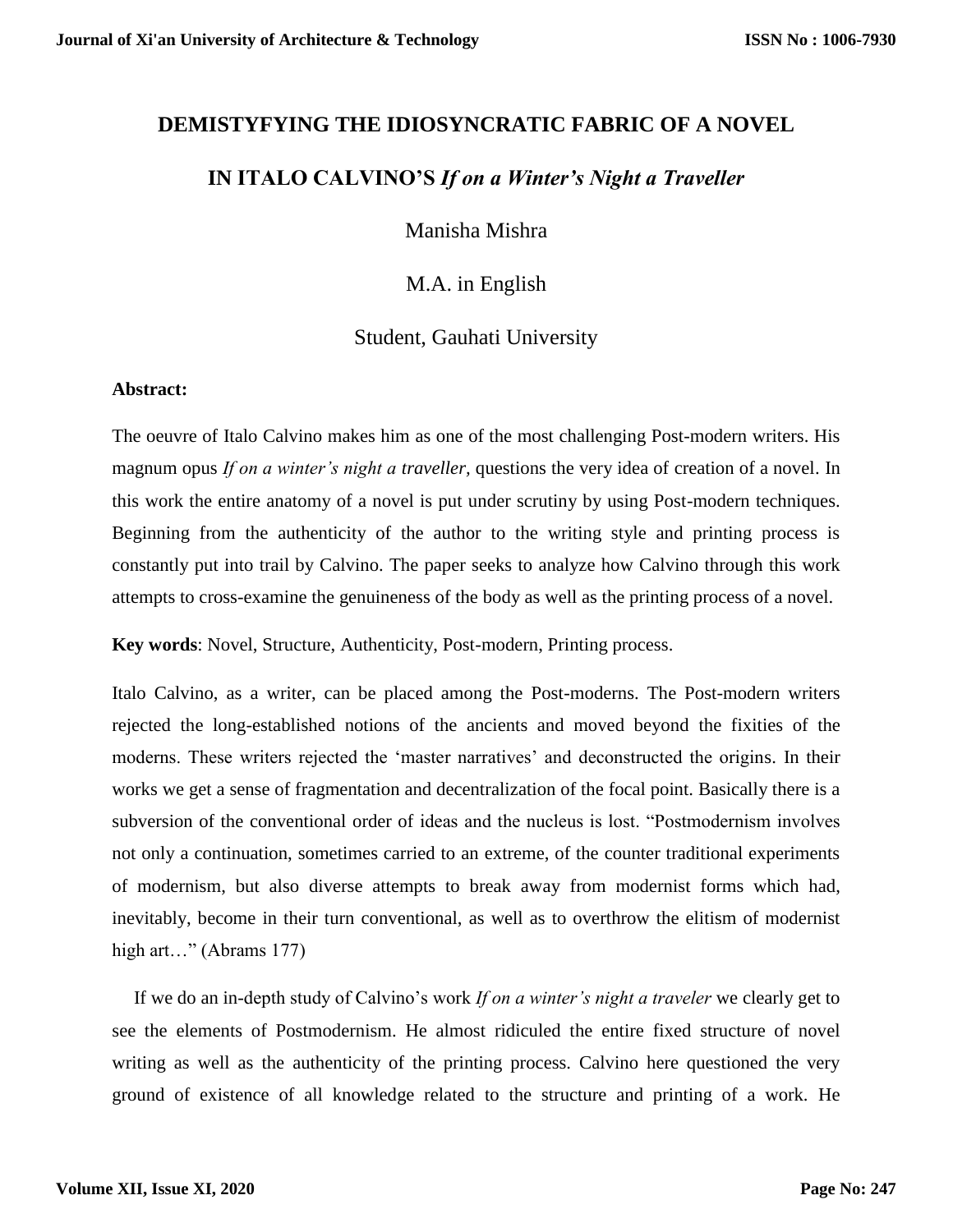# DEMISTYFYING THE IDIOSYNCRATIC FABRIC OF A NOVEL IN ITALO CALVINO'S *If on a Winter's Night a Traveller*

Manisha Mishra

M.A. in English

Student, Gauhati University

**Abstract:**

The oeuvre of Italo Calvino makes him as one of the most challenging Post-modern writers. His magnum opus *If on a winter's night a traveller,* questions the very idea of creation of a novel. In this work the entire anatomy of a novel is put under scrutiny by using Post-modern techniques. Beginning from the authenticity of the author to the writing style and printing process is constantly put into trail by Calvino. The paper seeks to analyze how Calvino through this work attempts to cross-examine the genuineness of the body as well as the printing process of a novel.

**Key words**: Novel, Structure, Authenticity, Post-modern, Printing process.

Italo Calvino, as a writer, can be placed among the Post-moderns. The Post-modern writers rejected the long-established notions of the ancients and moved beyond the fixities of the moderns. These writers rejected the 'master narratives' and deconstructed the origins. In their works we get a sense of fragmentation and decentralization of the focal point. Basically there is a subversion of the conventional order of ideas and the nucleus is lost. "Postmodernism involves not only a continuation, sometimes carried to an extreme, of the counter traditional experiments of modernism, but also diverse attempts to break away from modernist forms which had, inevitably, become in their turn conventional, as well as to overthrow the elitism of modernist high art…" (Abrams 177)

If we do an in-depth study of Calvino's work *If on a winter's night a traveler* we clearly get to see the elements of Postmodernism. He almost ridiculed the entire fixed structure of novel writing as well as the authenticity of the printing process. Calvino here questioned the very ground of existence of all knowledge related to the structure and printing of a work. He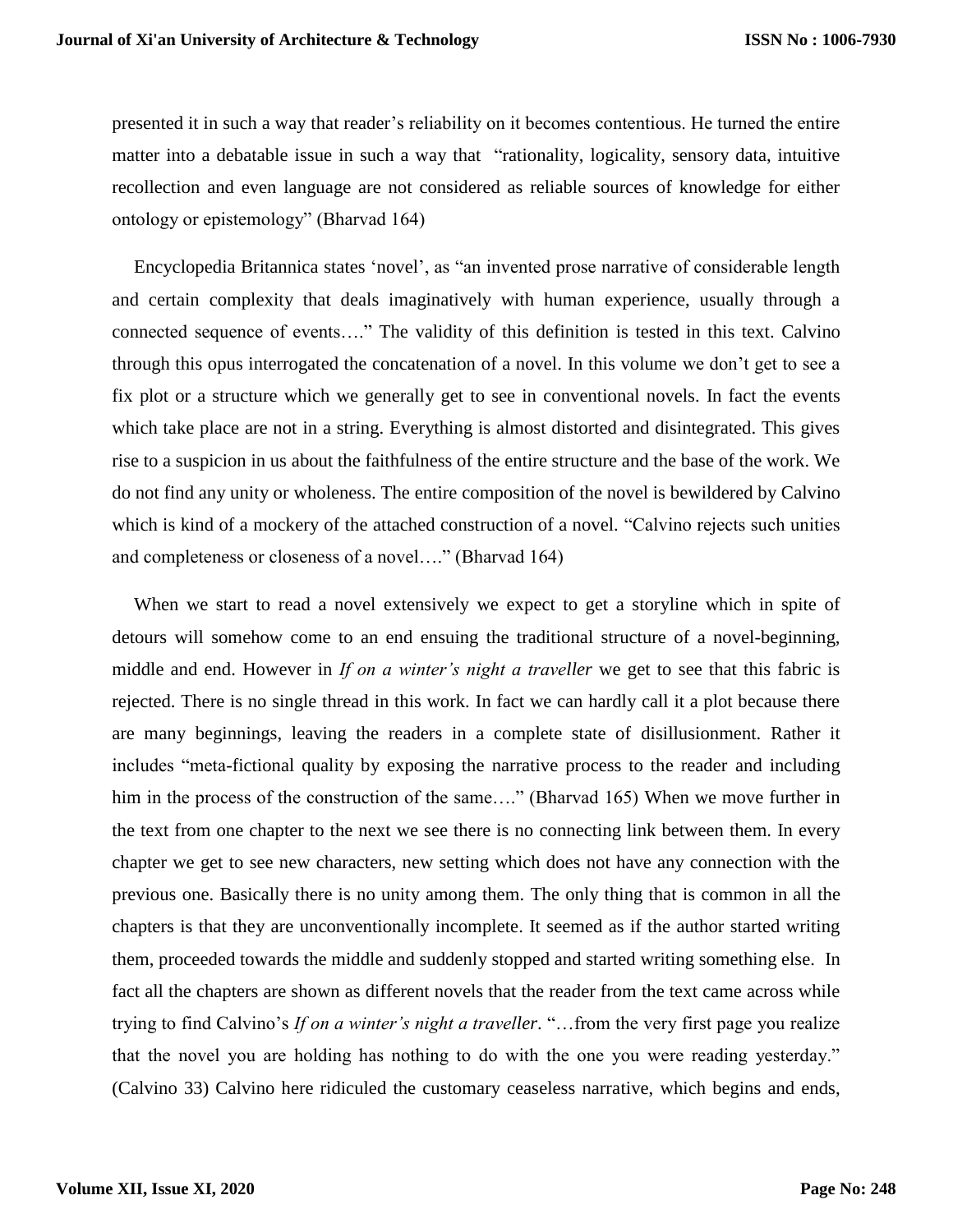presented it in such a way that reader's reliability on it becomes contentious. He turned the entire matter into a debatable issue in such a way that "rationality, logicality, sensory data, intuitive recollection and even language are not considered as reliable sources of knowledge for either ontology or epistemology" (Bharvad 164)

Encyclopedia Britannica states 'novel', as "an invented prose narrative of considerable length and certain complexity that deals imaginatively with human experience, usually through a connected sequence of events…." The validity of this definition is tested in this text. Calvino through this opus interrogated the concatenation of a novel. In this volume we don't get to see a fix plot or a structure which we generally get to see in conventional novels. In fact the events which take place are not in a string. Everything is almost distorted and disintegrated. This gives rise to a suspicion in us about the faithfulness of the entire structure and the base of the work. We do not find any unity or wholeness. The entire composition of the novel is bewildered by Calvino which is kind of a mockery of the attached construction of a novel. "Calvino rejects such unities and completeness or closeness of a novel…." (Bharvad 164)

When we start to read a novel extensively we expect to get a storyline which in spite of detours will somehow come to an end ensuing the traditional structure of a novel-beginning, middle and end. However in *If on a winter's night a traveller* we get to see that this fabric is rejected. There is no single thread in this work. In fact we can hardly call it a plot because there are many beginnings, leaving the readers in a complete state of disillusionment. Rather it includes "meta-fictional quality by exposing the narrative process to the reader and including him in the process of the construction of the same…." (Bharvad 165) When we move further in the text from one chapter to the next we see there is no connecting link between them. In every chapter we get to see new characters, new setting which does not have any connection with the previous one. Basically there is no unity among them. The only thing that is common in all the chapters is that they are unconventionally incomplete. It seemed as if the author started writing them, proceeded towards the middle and suddenly stopped and started writing something else. In fact all the chapters are shown as different novels that the reader from the text came across while trying to find Calvino's *If on a winter's night a traveller*. "…from the very first page you realize that the novel you are holding has nothing to do with the one you were reading yesterday." (Calvino 33) Calvino here ridiculed the customary ceaseless narrative, which begins and ends,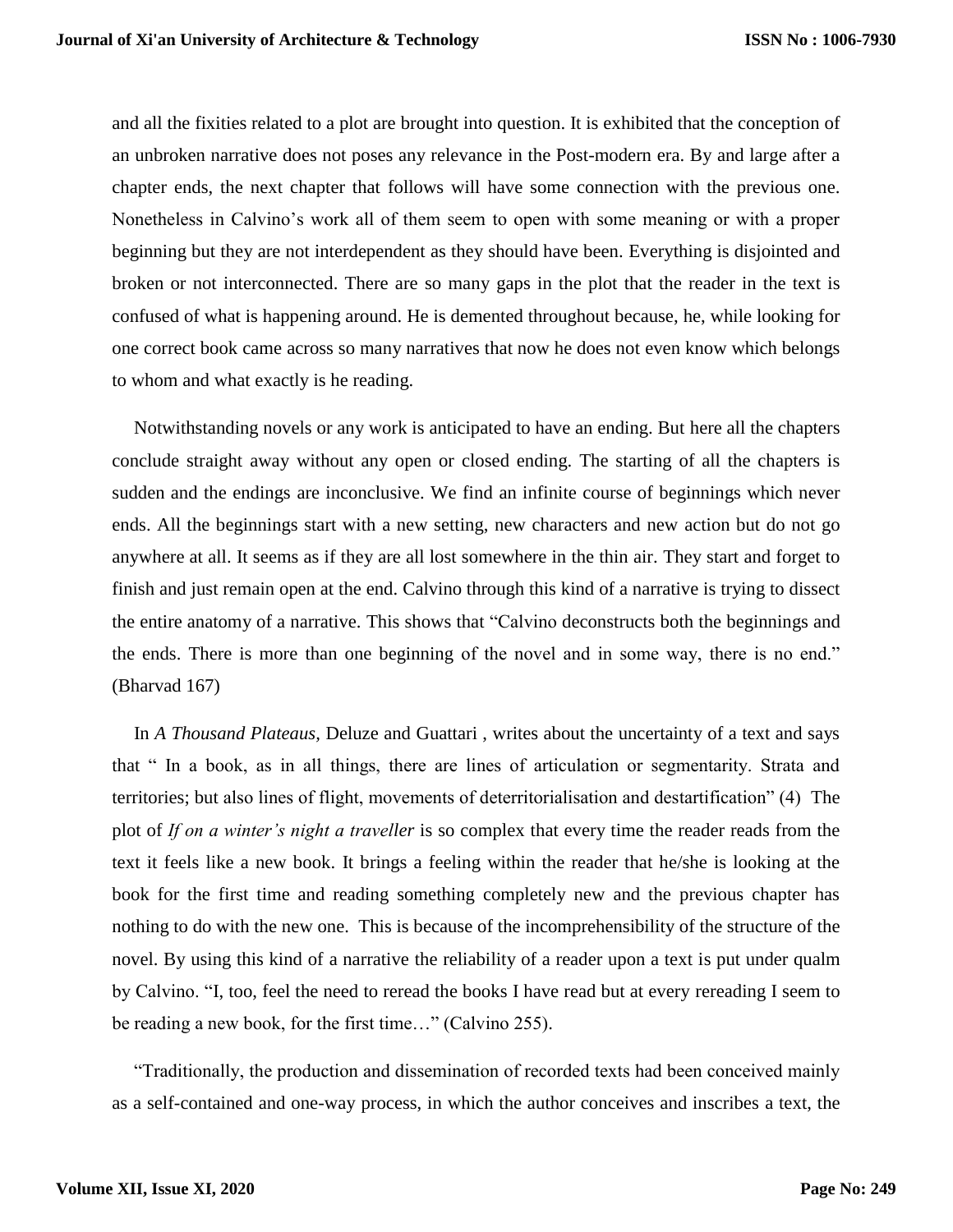and all the fixities related to a plot are brought into question. It is exhibited that the conception of an unbroken narrative does not poses any relevance in the Post-modern era. By and large after a chapter ends, the next chapter that follows will have some connection with the previous one. Nonetheless in Calvino's work all of them seem to open with some meaning or with a proper beginning but they are not interdependent as they should have been. Everything is disjointed and broken or not interconnected. There are so many gaps in the plot that the reader in the text is confused of what is happening around. He is demented throughout because, he, while looking for one correct book came across so many narratives that now he does not even know which belongs to whom and what exactly is he reading.

Notwithstanding novels or any work is anticipated to have an ending. But here all the chapters conclude straight away without any open or closed ending. The starting of all the chapters is sudden and the endings are inconclusive. We find an infinite course of beginnings which never ends. All the beginnings start with a new setting, new characters and new action but do not go anywhere at all. It seems as if they are all lost somewhere in the thin air. They start and forget to finish and just remain open at the end. Calvino through this kind of a narrative is trying to dissect the entire anatomy of a narrative. This shows that "Calvino deconstructs both the beginnings and the ends. There is more than one beginning of the novel and in some way, there is no end." (Bharvad 167)

In *A Thousand Plateaus,* Deluze and Guattari , writes about the uncertainty of a text and says that " In a book, as in all things, there are lines of articulation or segmentarity. Strata and territories; but also lines of flight, movements of deterritorialisation and destartification" (4) The plot of *If on a winter's night a traveller* is so complex that every time the reader reads from the text it feels like a new book. It brings a feeling within the reader that he/she is looking at the book for the first time and reading something completely new and the previous chapter has nothing to do with the new one. This is because of the incomprehensibility of the structure of the novel. By using this kind of a narrative the reliability of a reader upon a text is put under qualm by Calvino. "I, too, feel the need to reread the books I have read but at every rereading I seem to be reading a new book, for the first time…" (Calvino 255).

"Traditionally, the production and dissemination of recorded texts had been conceived mainly as a self-contained and one-way process, in which the author conceives and inscribes a text, the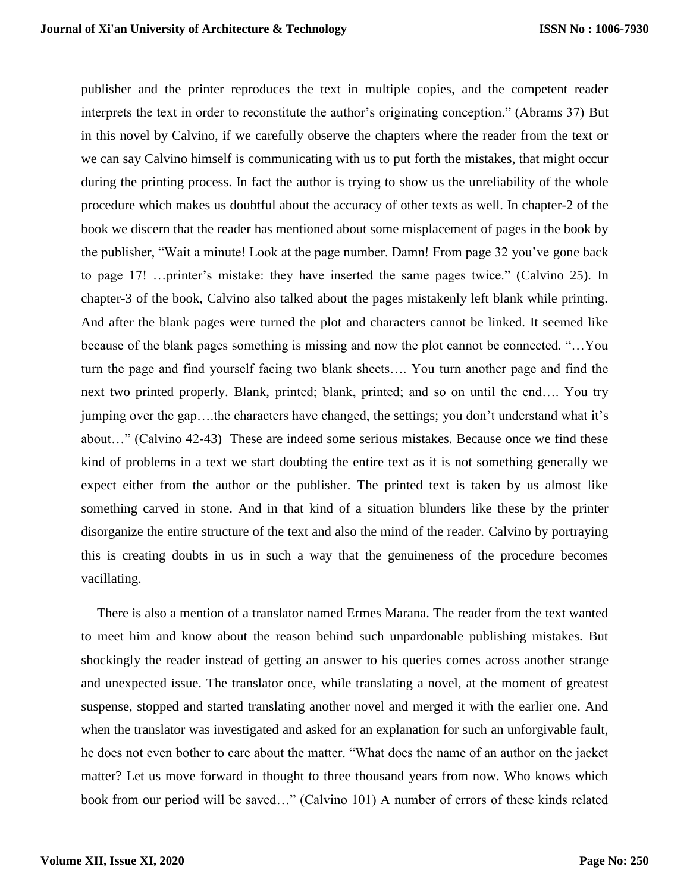publisher and the printer reproduces the text in multiple copies, and the competent reader interprets the text in order to reconstitute the author's originating conception." (Abrams 37) But in this novel by Calvino, if we carefully observe the chapters where the reader from the text or we can say Calvino himself is communicating with us to put forth the mistakes, that might occur during the printing process. In fact the author is trying to show us the unreliability of the whole procedure which makes us doubtful about the accuracy of other texts as well. In chapter-2 of the book we discern that the reader has mentioned about some misplacement of pages in the book by the publisher, "Wait a minute! Look at the page number. Damn! From page 32 you've gone back to page 17! …printer's mistake: they have inserted the same pages twice." (Calvino 25). In chapter-3 of the book, Calvino also talked about the pages mistakenly left blank while printing. And after the blank pages were turned the plot and characters cannot be linked. It seemed like because of the blank pages something is missing and now the plot cannot be connected. "…You turn the page and find yourself facing two blank sheets…. You turn another page and find the next two printed properly. Blank, printed; blank, printed; and so on until the end…. You try jumping over the gap….the characters have changed, the settings; you don't understand what it's about…" (Calvino 42-43) These are indeed some serious mistakes. Because once we find these kind of problems in a text we start doubting the entire text as it is not something generally we expect either from the author or the publisher. The printed text is taken by us almost like something carved in stone. And in that kind of a situation blunders like these by the printer disorganize the entire structure of the text and also the mind of the reader. Calvino by portraying this is creating doubts in us in such a way that the genuineness of the procedure becomes vacillating.

There is also a mention of a translator named Ermes Marana. The reader from the text wanted to meet him and know about the reason behind such unpardonable publishing mistakes. But shockingly the reader instead of getting an answer to his queries comes across another strange and unexpected issue. The translator once, while translating a novel, at the moment of greatest suspense, stopped and started translating another novel and merged it with the earlier one. And when the translator was investigated and asked for an explanation for such an unforgivable fault, he does not even bother to care about the matter. "What does the name of an author on the jacket matter? Let us move forward in thought to three thousand years from now. Who knows which book from our period will be saved…" (Calvino 101) A number of errors of these kinds related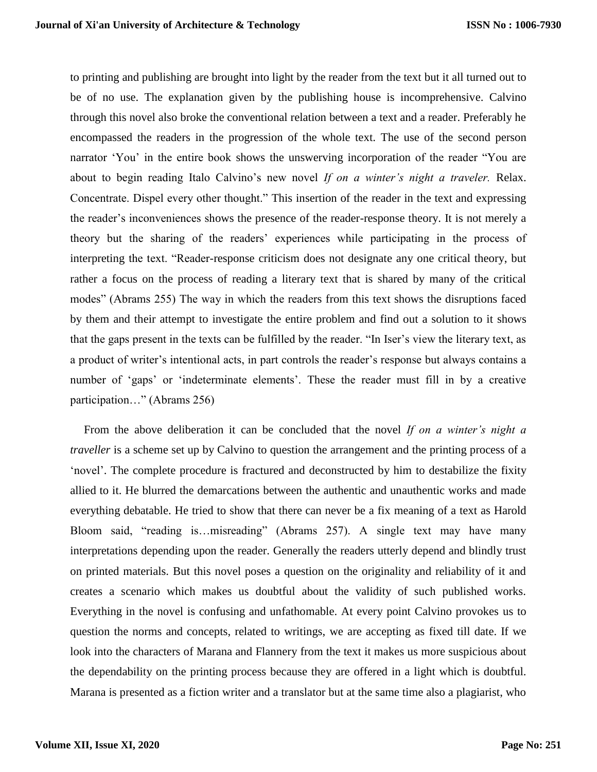to printing and publishing are brought into light by the reader from the text but it all turned out to be of no use. The explanation given by the publishing house is incomprehensive. Calvino through this novel also broke the conventional relation between a text and a reader. Preferably he encompassed the readers in the progression of the whole text. The use of the second person narrator 'You' in the entire book shows the unswerving incorporation of the reader "You are about to begin reading Italo Calvino's new novel *If on a winter's night a traveler.* Relax. Concentrate. Dispel every other thought." This insertion of the reader in the text and expressing the reader's inconveniences shows the presence of the reader-response theory. It is not merely a theory but the sharing of the readers' experiences while participating in the process of interpreting the text. "Reader-response criticism does not designate any one critical theory, but rather a focus on the process of reading a literary text that is shared by many of the critical modes" (Abrams 255) The way in which the readers from this text shows the disruptions faced by them and their attempt to investigate the entire problem and find out a solution to it shows that the gaps present in the texts can be fulfilled by the reader. "In Iser's view the literary text, as a product of writer's intentional acts, in part controls the reader's response but always contains a number of 'gaps' or 'indeterminate elements'. These the reader must fill in by a creative participation…" (Abrams 256)

From the above deliberation it can be concluded that the novel *If on a winter's night a traveller* is a scheme set up by Calvino to question the arrangement and the printing process of a 'novel'. The complete procedure is fractured and deconstructed by him to destabilize the fixity allied to it. He blurred the demarcations between the authentic and unauthentic works and made everything debatable. He tried to show that there can never be a fix meaning of a text as Harold Bloom said, "reading is…misreading" (Abrams 257). A single text may have many interpretations depending upon the reader. Generally the readers utterly depend and blindly trust on printed materials. But this novel poses a question on the originality and reliability of it and creates a scenario which makes us doubtful about the validity of such published works. Everything in the novel is confusing and unfathomable. At every point Calvino provokes us to question the norms and concepts, related to writings, we are accepting as fixed till date. If we look into the characters of Marana and Flannery from the text it makes us more suspicious about the dependability on the printing process because they are offered in a light which is doubtful. Marana is presented as a fiction writer and a translator but at the same time also a plagiarist, who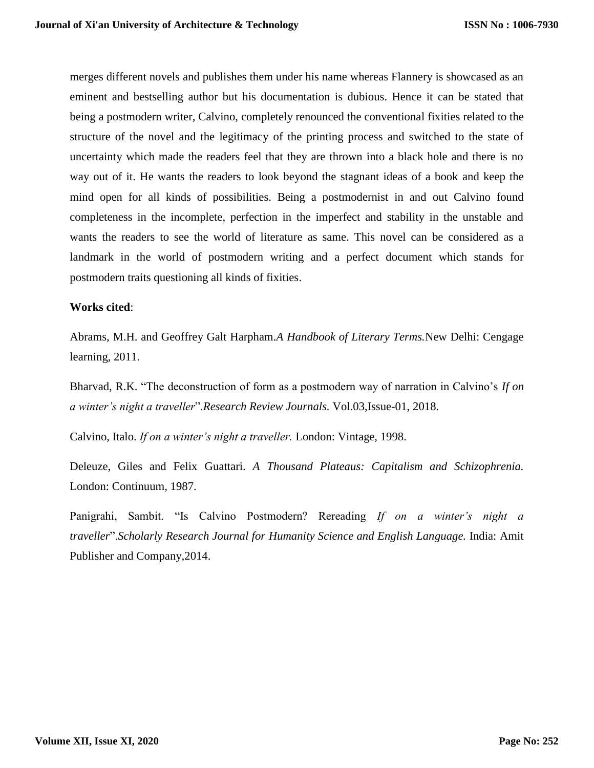merges different novels and publishes them under his name whereas Flannery is showcased as an eminent and bestselling author but his documentation is dubious. Hence it can be stated that being a postmodern writer, Calvino, completely renounced the conventional fixities related to the structure of the novel and the legitimacy of the printing process and switched to the state of uncertainty which made the readers feel that they are thrown into a black hole and there is no way out of it. He wants the readers to look beyond the stagnant ideas of a book and keep the mind open for all kinds of possibilities. Being a postmodernist in and out Calvino found completeness in the incomplete, perfection in the imperfect and stability in the unstable and wants the readers to see the world of literature as same. This novel can be considered as a landmark in the world of postmodern writing and a perfect document which stands for postmodern traits questioning all kinds of fixities.

**Works cited**:

Abrams, M.H. and Geoffrey Galt Harpham.*A Handbook of Literary Terms.*New Delhi: Cengage learning, 2011.

Bharvad, R.K. "The deconstruction of form as a postmodern way of narration in Calvino's *If on a winter's night a traveller*".*Research Review Journals.* Vol.03,Issue-01, 2018.

Calvino, Italo. *If on a winter's night a traveller.* London: Vintage, 1998.

Deleuze, Giles and Felix Guattari. *A Thousand Plateaus: Capitalism and Schizophrenia.* London: Continuum, 1987.

Panigrahi, Sambit. "Is Calvino Postmodern? Rereading *If on a winter's night a traveller*".*Scholarly Research Journal for Humanity Science and English Language.* India: Amit Publisher and Company,2014.